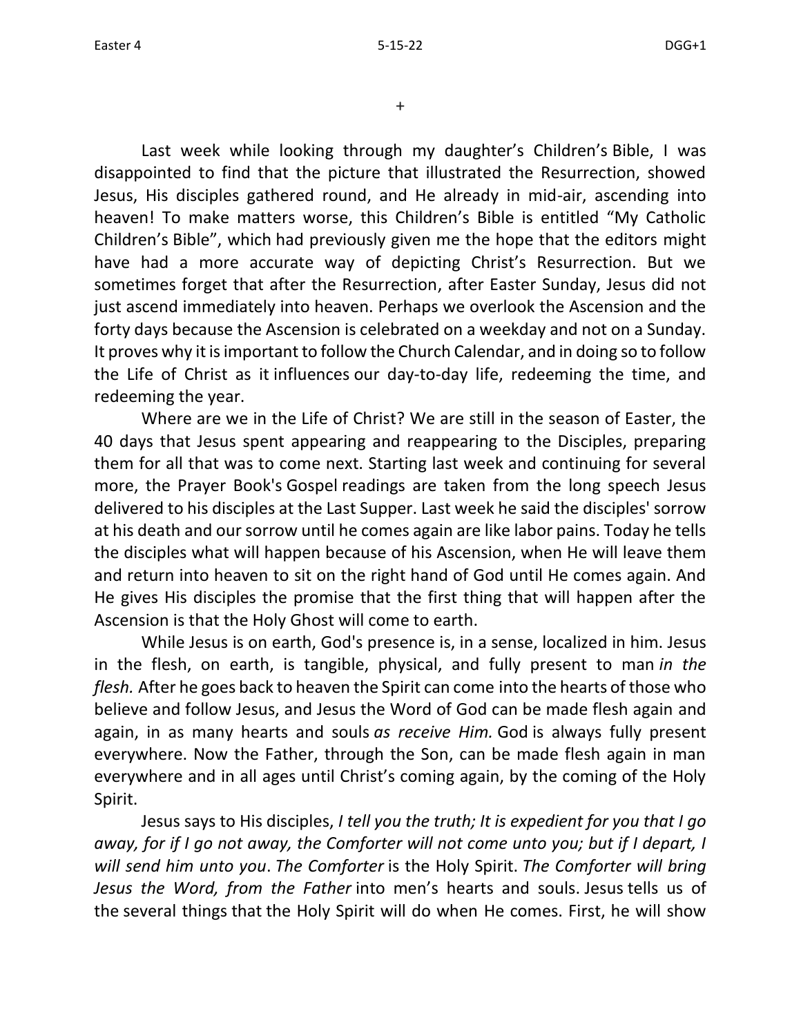+

Last week while looking through my daughter's Children's Bible, I was disappointed to find that the picture that illustrated the Resurrection, showed Jesus, His disciples gathered round, and He already in mid-air, ascending into heaven! To make matters worse, this Children's Bible is entitled "My Catholic Children's Bible", which had previously given me the hope that the editors might have had a more accurate way of depicting Christ's Resurrection. But we sometimes forget that after the Resurrection, after Easter Sunday, Jesus did not just ascend immediately into heaven. Perhaps we overlook the Ascension and the forty days because the Ascension is celebrated on a weekday and not on a Sunday. It proves why it is important to follow the Church Calendar, and in doing so to follow the Life of Christ as it influences our day-to-day life, redeeming the time, and redeeming the year.

Where are we in the Life of Christ? We are still in the season of Easter, the 40 days that Jesus spent appearing and reappearing to the Disciples, preparing them for all that was to come next. Starting last week and continuing for several more, the Prayer Book's Gospel readings are taken from the long speech Jesus delivered to his disciples at the Last Supper. Last week he said the disciples' sorrow at his death and our sorrow until he comes again are like labor pains. Today he tells the disciples what will happen because of his Ascension, when He will leave them and return into heaven to sit on the right hand of God until He comes again. And He gives His disciples the promise that the first thing that will happen after the Ascension is that the Holy Ghost will come to earth.

While Jesus is on earth, God's presence is, in a sense, localized in him. Jesus in the flesh, on earth, is tangible, physical, and fully present to man *in the flesh.* After he goes back to heaven the Spirit can come into the hearts of those who believe and follow Jesus, and Jesus the Word of God can be made flesh again and again, in as many hearts and souls *as receive Him.* God is always fully present everywhere. Now the Father, through the Son, can be made flesh again in man everywhere and in all ages until Christ's coming again, by the coming of the Holy Spirit.

Jesus says to His disciples, *I tell you the truth; It is expedient for you that I go away, for if I go not away, the Comforter will not come unto you; but if I depart, I will send him unto you*. *The Comforter* is the Holy Spirit. *The Comforter will bring Jesus the Word, from the Father* into men's hearts and souls. Jesus tells us of the several things that the Holy Spirit will do when He comes. First, he will show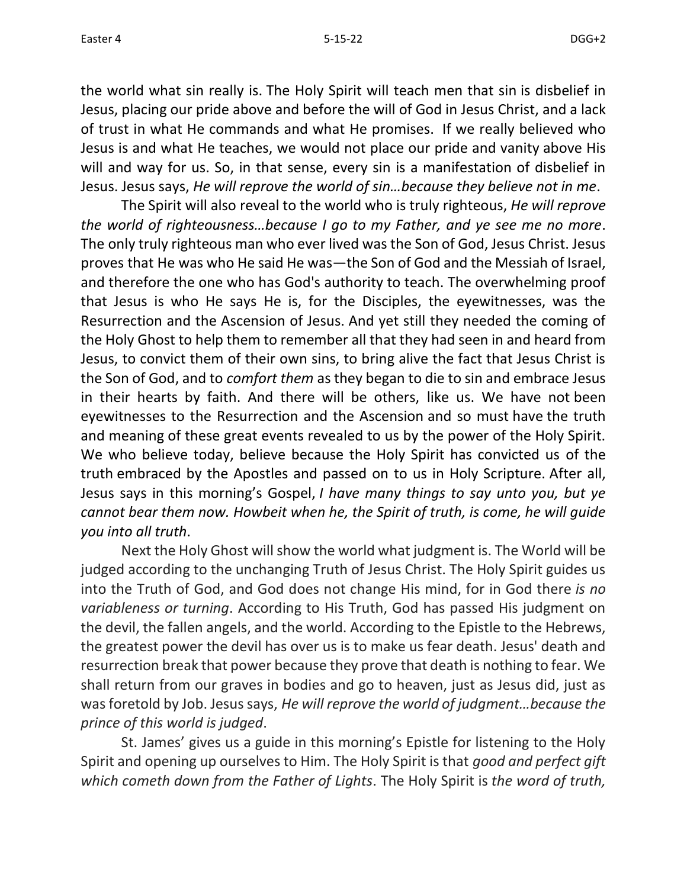the world what sin really is. The Holy Spirit will teach men that sin is disbelief in Jesus, placing our pride above and before the will of God in Jesus Christ, and a lack of trust in what He commands and what He promises. If we really believed who Jesus is and what He teaches, we would not place our pride and vanity above His will and way for us. So, in that sense, every sin is a manifestation of disbelief in Jesus. Jesus says, *He will reprove the world of sin…because they believe not in me*.

The Spirit will also reveal to the world who is truly righteous, *He will reprove the world of righteousness…because I go to my Father, and ye see me no more*. The only truly righteous man who ever lived was the Son of God, Jesus Christ. Jesus proves that He was who He said He was—the Son of God and the Messiah of Israel, and therefore the one who has God's authority to teach. The overwhelming proof that Jesus is who He says He is, for the Disciples, the eyewitnesses, was the Resurrection and the Ascension of Jesus. And yet still they needed the coming of the Holy Ghost to help them to remember all that they had seen in and heard from Jesus, to convict them of their own sins, to bring alive the fact that Jesus Christ is the Son of God, and to *comfort them* as they began to die to sin and embrace Jesus in their hearts by faith. And there will be others, like us. We have not been eyewitnesses to the Resurrection and the Ascension and so must have the truth and meaning of these great events revealed to us by the power of the Holy Spirit. We who believe today, believe because the Holy Spirit has convicted us of the truth embraced by the Apostles and passed on to us in Holy Scripture. After all, Jesus says in this morning's Gospel, *I have many things to say unto you, but ye cannot bear them now. Howbeit when he, the Spirit of truth, is come, he will guide you into all truth*.

Next the Holy Ghost will show the world what judgment is. The World will be judged according to the unchanging Truth of Jesus Christ. The Holy Spirit guides us into the Truth of God, and God does not change His mind, for in God there *is no variableness or turning*. According to His Truth, God has passed His judgment on the devil, the fallen angels, and the world. According to the Epistle to the Hebrews, the greatest power the devil has over us is to make us fear death. Jesus' death and resurrection break that power because they prove that death is nothing to fear. We shall return from our graves in bodies and go to heaven, just as Jesus did, just as was foretold by Job. Jesus says, *He will reprove the world of judgment…because the prince of this world is judged*.

St. James' gives us a guide in this morning's Epistle for listening to the Holy Spirit and opening up ourselves to Him. The Holy Spirit is that *good and perfect gift which cometh down from the Father of Lights*. The Holy Spirit is *the word of truth,*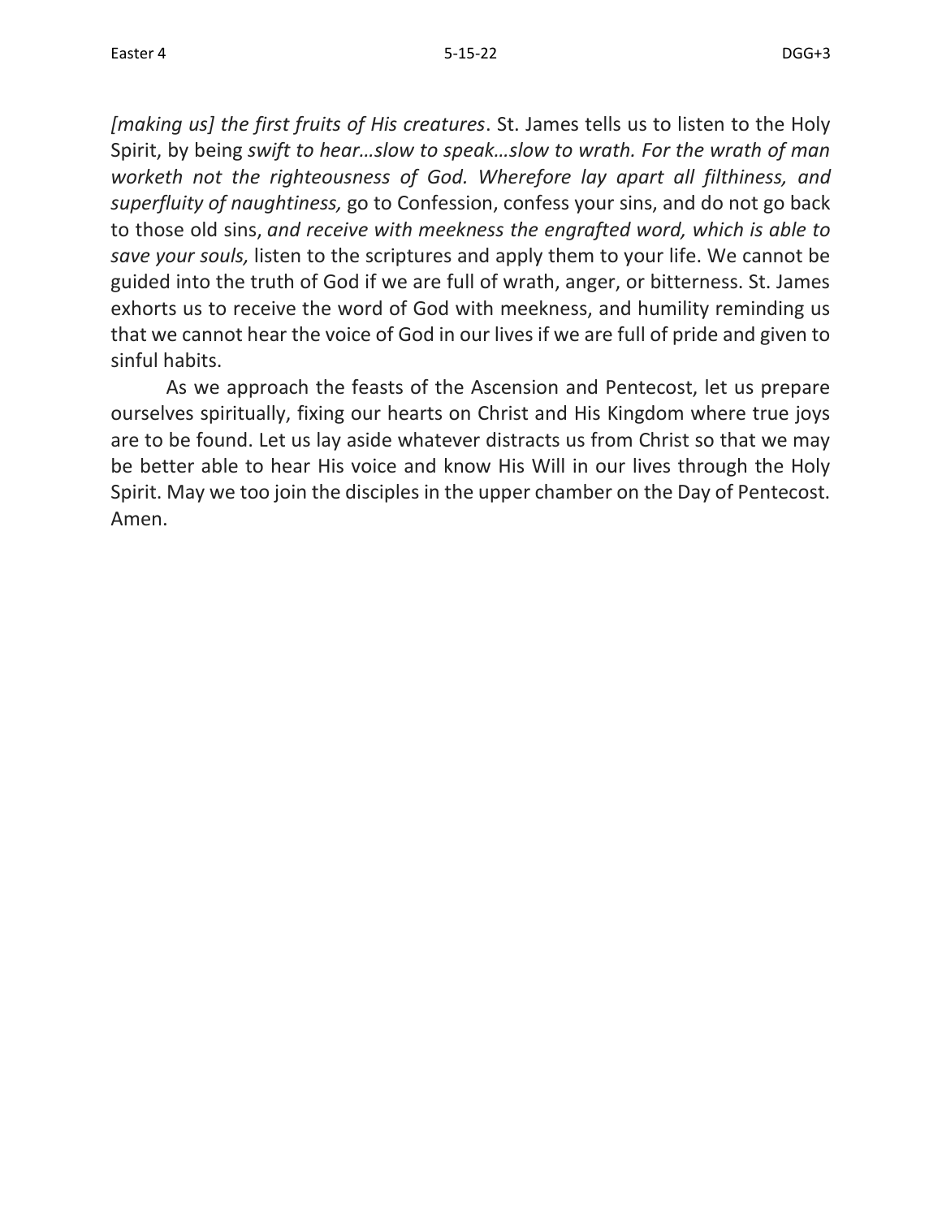*[making us] the first fruits of His creatures*. St. James tells us to listen to the Holy Spirit, by being *swift to hear…slow to speak…slow to wrath. For the wrath of man worketh not the righteousness of God. Wherefore lay apart all filthiness, and superfluity of naughtiness,* go to Confession, confess your sins, and do not go back to those old sins, *and receive with meekness the engrafted word, which is able to save your souls,* listen to the scriptures and apply them to your life. We cannot be guided into the truth of God if we are full of wrath, anger, or bitterness. St. James exhorts us to receive the word of God with meekness, and humility reminding us that we cannot hear the voice of God in our lives if we are full of pride and given to sinful habits.

As we approach the feasts of the Ascension and Pentecost, let us prepare ourselves spiritually, fixing our hearts on Christ and His Kingdom where true joys are to be found. Let us lay aside whatever distracts us from Christ so that we may be better able to hear His voice and know His Will in our lives through the Holy Spirit. May we too join the disciples in the upper chamber on the Day of Pentecost. Amen.